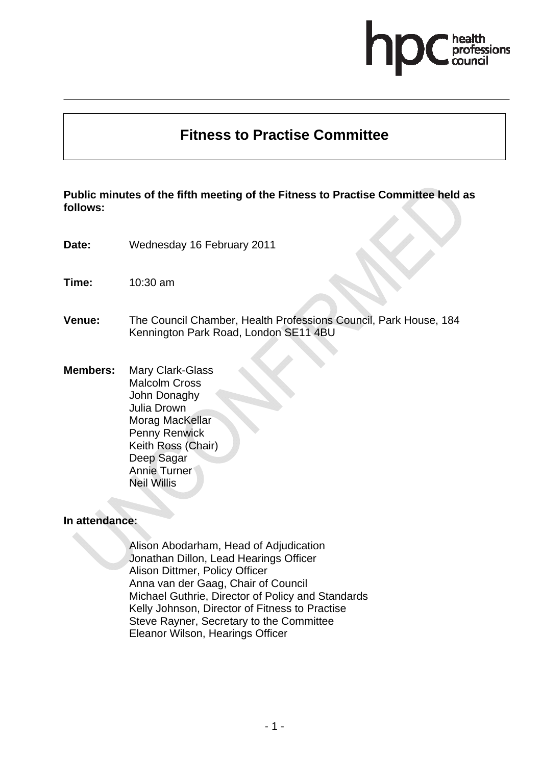# Fitness to Practise Committee

**Public minutes of the fifth meeting of the Fitness to Practise Committee held as follows:**

**Date:** Wednesday 16 February 2011

**Time:** 10:30 am

**Venue:** The Council Chamber, Health Professions Council, Park House, 184 Kennington Park Road, London SE11 4BU

**Members:**
Mary Clark-Glass
Malcolm Cross
John Donaghy
Julia Drown
Morag MacKellar
Penny Renwick
Keith Ross (Chair)
Deep Sagar
Annie Turner
Neil Willis

**In attendance:**

Alison Abodarham, Head of Adjudication
Jonathan Dillon, Lead Hearings Officer
Alison Dittmer, Policy Officer
Anna van der Gaag, Chair of Council
Michael Guthrie, Director of Policy and Standards
Kelly Johnson, Director of Fitness to Practise
Steve Rayner, Secretary to the Committee
Eleanor Wilson, Hearings Officer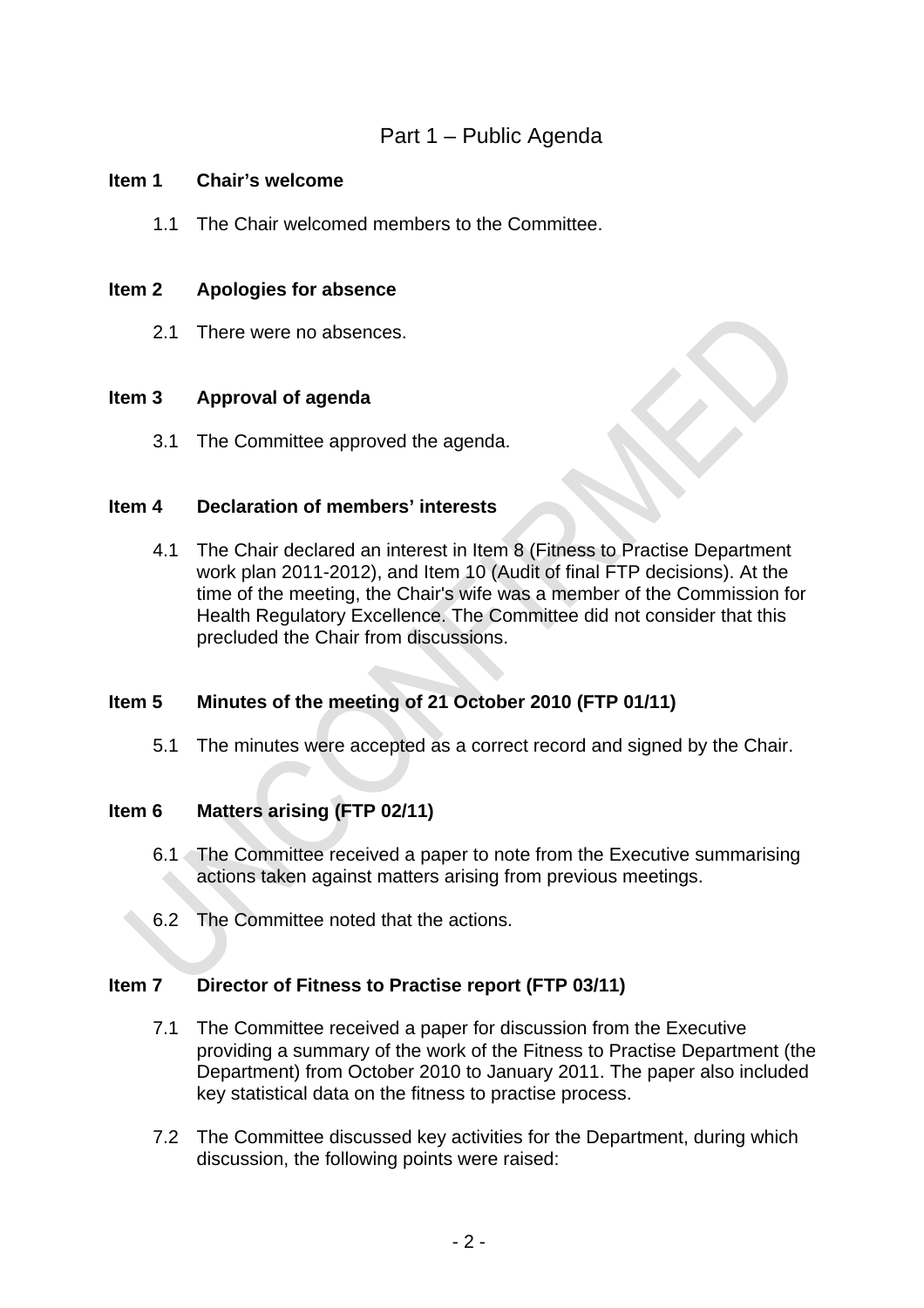## Part 1 – Public Agenda

**Item 1 Chair's welcome**

1.1 The Chair welcomed members to the Committee.

**Item 2 Apologies for absence**

2.1 There were no absences.

**Item 3 Approval of agenda**

3.1 The Committee approved the agenda.

**Item 4 Declaration of members' interests**

4.1 The Chair declared an interest in Item 8 (Fitness to Practise Department work plan 2011-2012), and Item 10 (Audit of final FTP decisions). At the time of the meeting, the Chair's wife was a member of the Commission for Health Regulatory Excellence. The Committee did not consider that this precluded the Chair from discussions.

**Item 5 Minutes of the meeting of 21 October 2010 (FTP 01/11)**

5.1 The minutes were accepted as a correct record and signed by the Chair.

**Item 6 Matters arising (FTP 02/11)**

6.1 The Committee received a paper to note from the Executive summarising actions taken against matters arising from previous meetings.

6.2 The Committee noted that the actions.

**Item 7 Director of Fitness to Practise report (FTP 03/11)**

7.1 The Committee received a paper for discussion from the Executive providing a summary of the work of the Fitness to Practise Department (the Department) from October 2010 to January 2011. The paper also included key statistical data on the fitness to practise process.

7.2 The Committee discussed key activities for the Department, during which discussion, the following points were raised: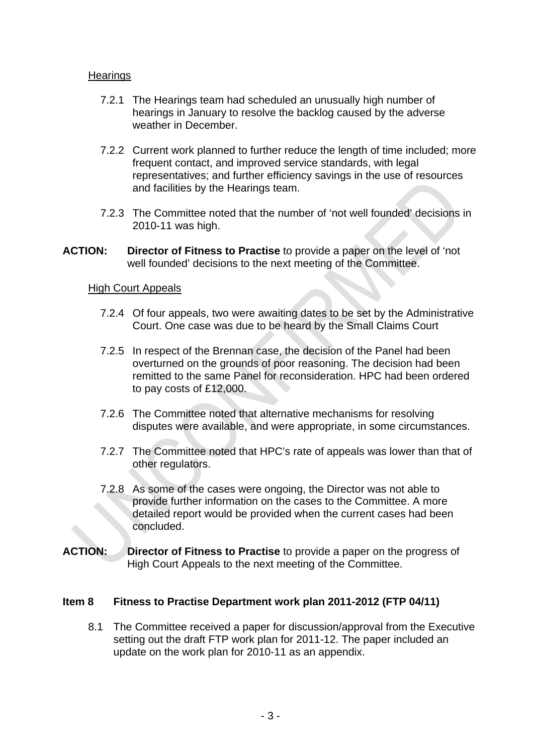Hearings

7.2.1 The Hearings team had scheduled an unusually high number of hearings in January to resolve the backlog caused by the adverse weather in December.

7.2.2 Current work planned to further reduce the length of time included; more frequent contact, and improved service standards, with legal representatives; and further efficiency savings in the use of resources and facilities by the Hearings team.

7.2.3 The Committee noted that the number of 'not well founded' decisions in 2010-11 was high.

**ACTION:** **Director of Fitness to Practise** to provide a paper on the level of 'not well founded' decisions to the next meeting of the Committee.

High Court Appeals

7.2.4 Of four appeals, two were awaiting dates to be set by the Administrative Court. One case was due to be heard by the Small Claims Court

7.2.5 In respect of the Brennan case, the decision of the Panel had been overturned on the grounds of poor reasoning. The decision had been remitted to the same Panel for reconsideration. HPC had been ordered to pay costs of £12,000.

7.2.6 The Committee noted that alternative mechanisms for resolving disputes were available, and were appropriate, in some circumstances.

7.2.7 The Committee noted that HPC's rate of appeals was lower than that of other regulators.

7.2.8 As some of the cases were ongoing, the Director was not able to provide further information on the cases to the Committee. A more detailed report would be provided when the current cases had been concluded.

**ACTION:** **Director of Fitness to Practise** to provide a paper on the progress of High Court Appeals to the next meeting of the Committee.

### Item 8 Fitness to Practise Department work plan 2011-2012 (FTP 04/11)

8.1 The Committee received a paper for discussion/approval from the Executive setting out the draft FTP work plan for 2011-12. The paper included an update on the work plan for 2010-11 as an appendix.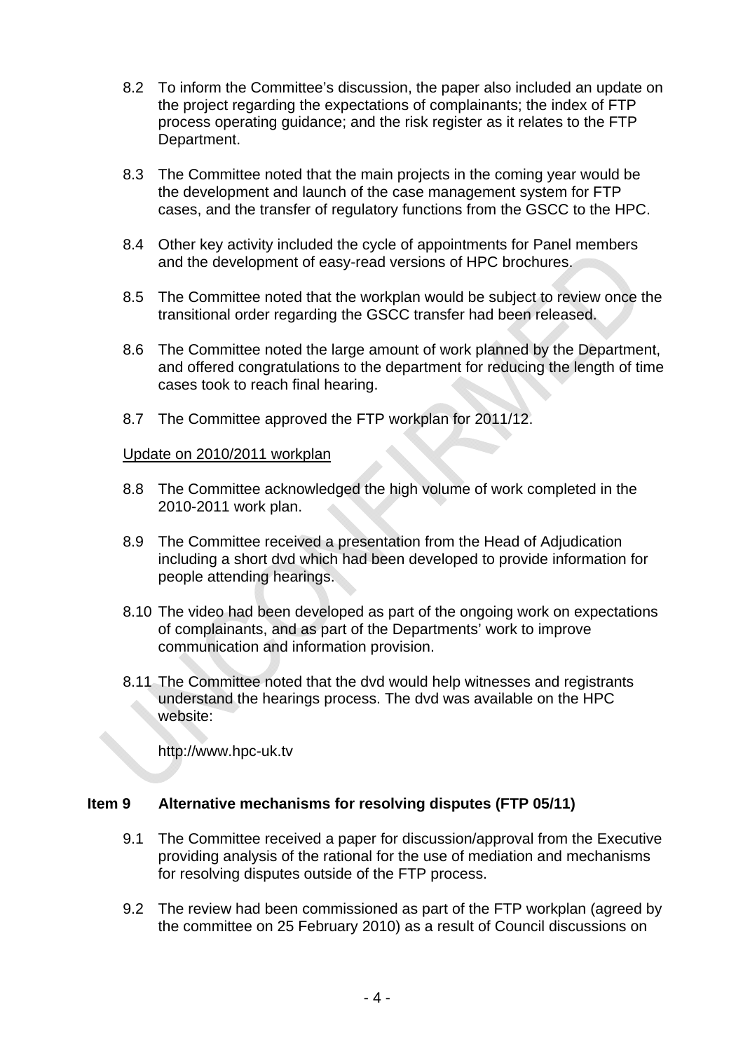8.2 To inform the Committee's discussion, the paper also included an update on the project regarding the expectations of complainants; the index of FTP process operating guidance; and the risk register as it relates to the FTP Department.

8.3 The Committee noted that the main projects in the coming year would be the development and launch of the case management system for FTP cases, and the transfer of regulatory functions from the GSCC to the HPC.

8.4 Other key activity included the cycle of appointments for Panel members and the development of easy-read versions of HPC brochures.

8.5 The Committee noted that the workplan would be subject to review once the transitional order regarding the GSCC transfer had been released.

8.6 The Committee noted the large amount of work planned by the Department, and offered congratulations to the department for reducing the length of time cases took to reach final hearing.

8.7 The Committee approved the FTP workplan for 2011/12.

Update on 2010/2011 workplan

8.8 The Committee acknowledged the high volume of work completed in the 2010-2011 work plan.

8.9 The Committee received a presentation from the Head of Adjudication including a short dvd which had been developed to provide information for people attending hearings.

8.10 The video had been developed as part of the ongoing work on expectations of complainants, and as part of the Departments' work to improve communication and information provision.

8.11 The Committee noted that the dvd would help witnesses and registrants understand the hearings process. The dvd was available on the HPC website:

http://www.hpc-uk.tv

**Item 9 Alternative mechanisms for resolving disputes (FTP 05/11)**

9.1 The Committee received a paper for discussion/approval from the Executive providing analysis of the rational for the use of mediation and mechanisms for resolving disputes outside of the FTP process.

9.2 The review had been commissioned as part of the FTP workplan (agreed by the committee on 25 February 2010) as a result of Council discussions on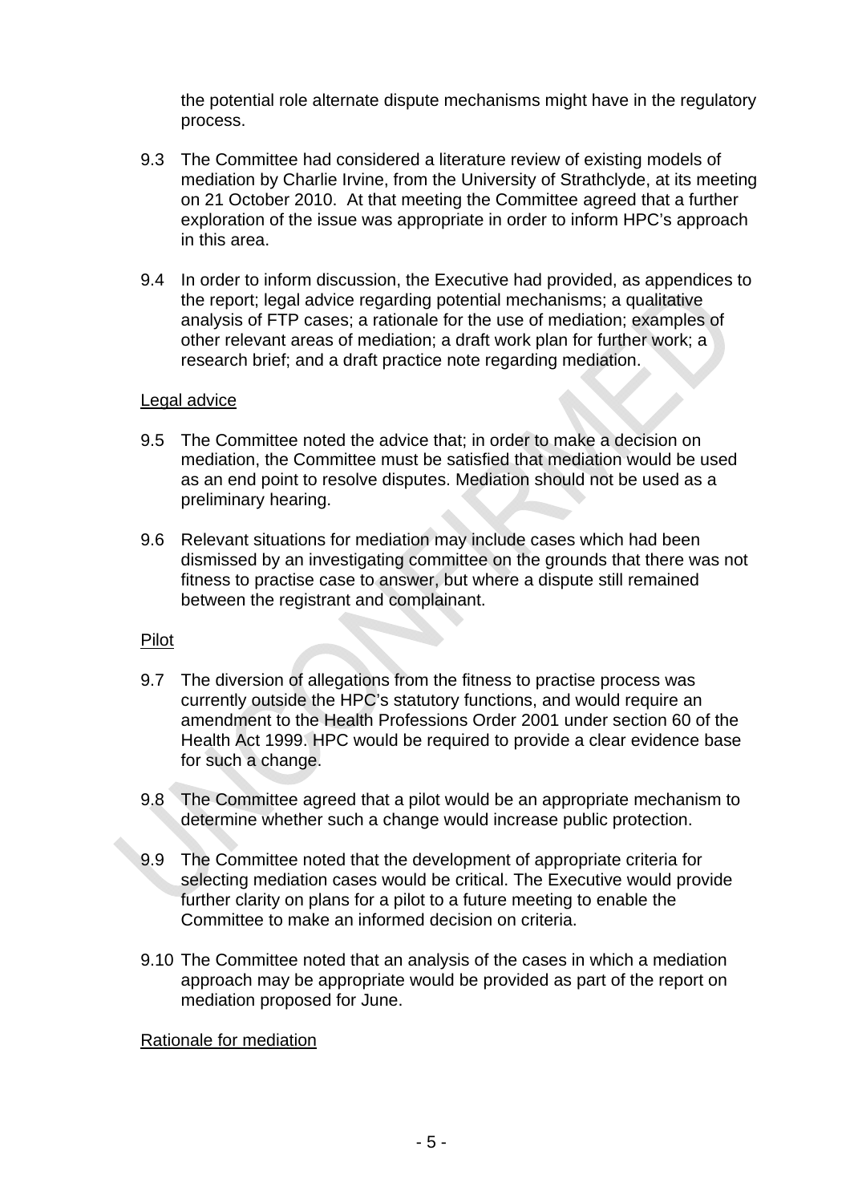the potential role alternate dispute mechanisms might have in the regulatory process.

9.3 The Committee had considered a literature review of existing models of mediation by Charlie Irvine, from the University of Strathclyde, at its meeting on 21 October 2010. At that meeting the Committee agreed that a further exploration of the issue was appropriate in order to inform HPC's approach in this area.

9.4 In order to inform discussion, the Executive had provided, as appendices to the report; legal advice regarding potential mechanisms; a qualitative analysis of FTP cases; a rationale for the use of mediation; examples of other relevant areas of mediation; a draft work plan for further work; a research brief; and a draft practice note regarding mediation.

Legal advice

9.5 The Committee noted the advice that; in order to make a decision on mediation, the Committee must be satisfied that mediation would be used as an end point to resolve disputes. Mediation should not be used as a preliminary hearing.

9.6 Relevant situations for mediation may include cases which had been dismissed by an investigating committee on the grounds that there was not fitness to practise case to answer, but where a dispute still remained between the registrant and complainant.

Pilot

9.7 The diversion of allegations from the fitness to practise process was currently outside the HPC's statutory functions, and would require an amendment to the Health Professions Order 2001 under section 60 of the Health Act 1999. HPC would be required to provide a clear evidence base for such a change.

9.8 The Committee agreed that a pilot would be an appropriate mechanism to determine whether such a change would increase public protection.

9.9 The Committee noted that the development of appropriate criteria for selecting mediation cases would be critical. The Executive would provide further clarity on plans for a pilot to a future meeting to enable the Committee to make an informed decision on criteria.

9.10 The Committee noted that an analysis of the cases in which a mediation approach may be appropriate would be provided as part of the report on mediation proposed for June.

Rationale for mediation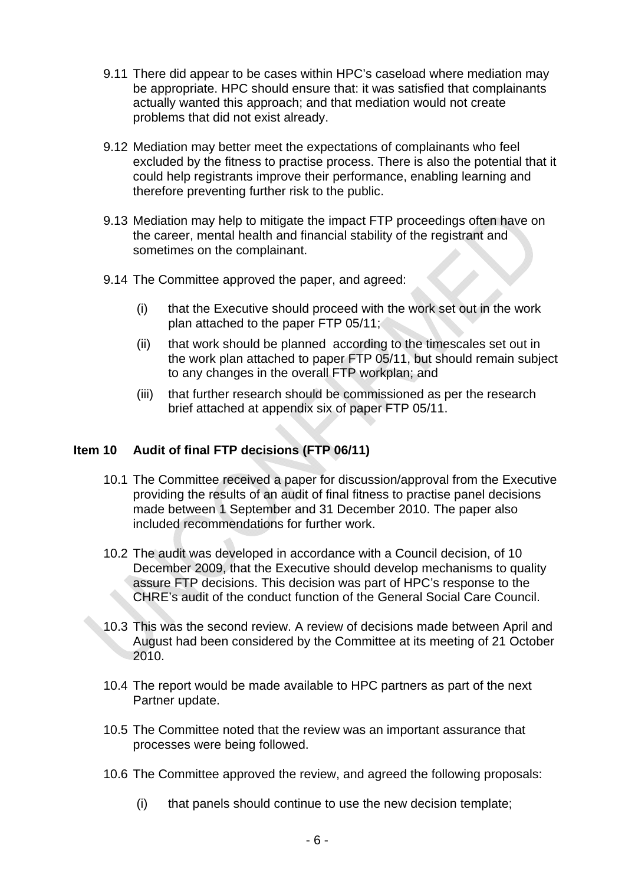9.11 There did appear to be cases within HPC's caseload where mediation may be appropriate. HPC should ensure that: it was satisfied that complainants actually wanted this approach; and that mediation would not create problems that did not exist already.

9.12 Mediation may better meet the expectations of complainants who feel excluded by the fitness to practise process. There is also the potential that it could help registrants improve their performance, enabling learning and therefore preventing further risk to the public.

9.13 Mediation may help to mitigate the impact FTP proceedings often have on the career, mental health and financial stability of the registrant and sometimes on the complainant.

9.14 The Committee approved the paper, and agreed:

(i) that the Executive should proceed with the work set out in the work plan attached to the paper FTP 05/11;

(ii) that work should be planned according to the timescales set out in the work plan attached to paper FTP 05/11, but should remain subject to any changes in the overall FTP workplan; and

(iii) that further research should be commissioned as per the research brief attached at appendix six of paper FTP 05/11.

**Item 10 Audit of final FTP decisions (FTP 06/11)**

10.1 The Committee received a paper for discussion/approval from the Executive providing the results of an audit of final fitness to practise panel decisions made between 1 September and 31 December 2010. The paper also included recommendations for further work.

10.2 The audit was developed in accordance with a Council decision, of 10 December 2009, that the Executive should develop mechanisms to quality assure FTP decisions. This decision was part of HPC's response to the CHRE's audit of the conduct function of the General Social Care Council.

10.3 This was the second review. A review of decisions made between April and August had been considered by the Committee at its meeting of 21 October 2010.

10.4 The report would be made available to HPC partners as part of the next Partner update.

10.5 The Committee noted that the review was an important assurance that processes were being followed.

10.6 The Committee approved the review, and agreed the following proposals:

(i) that panels should continue to use the new decision template;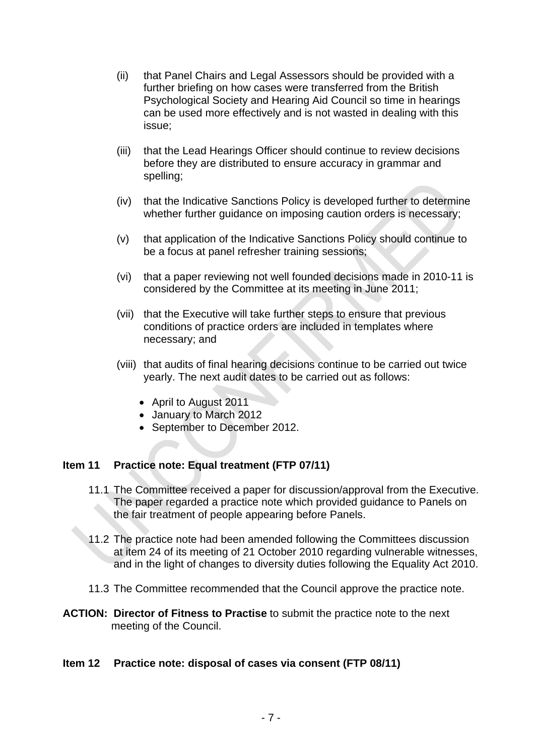(ii) that Panel Chairs and Legal Assessors should be provided with a further briefing on how cases were transferred from the British Psychological Society and Hearing Aid Council so time in hearings can be used more effectively and is not wasted in dealing with this issue;

(iii) that the Lead Hearings Officer should continue to review decisions before they are distributed to ensure accuracy in grammar and spelling;

(iv) that the Indicative Sanctions Policy is developed further to determine whether further guidance on imposing caution orders is necessary;

(v) that application of the Indicative Sanctions Policy should continue to be a focus at panel refresher training sessions;

(vi) that a paper reviewing not well founded decisions made in 2010-11 is considered by the Committee at its meeting in June 2011;

(vii) that the Executive will take further steps to ensure that previous conditions of practice orders are included in templates where necessary; and

(viii) that audits of final hearing decisions continue to be carried out twice yearly. The next audit dates to be carried out as follows:

- April to August 2011
- January to March 2012
- September to December 2012.

**Item 11 Practice note: Equal treatment (FTP 07/11)**

11.1 The Committee received a paper for discussion/approval from the Executive. The paper regarded a practice note which provided guidance to Panels on the fair treatment of people appearing before Panels.

11.2 The practice note had been amended following the Committees discussion at item 24 of its meeting of 21 October 2010 regarding vulnerable witnesses, and in the light of changes to diversity duties following the Equality Act 2010.

11.3 The Committee recommended that the Council approve the practice note.

**ACTION: Director of Fitness to Practise** to submit the practice note to the next meeting of the Council.

**Item 12 Practice note: disposal of cases via consent (FTP 08/11)**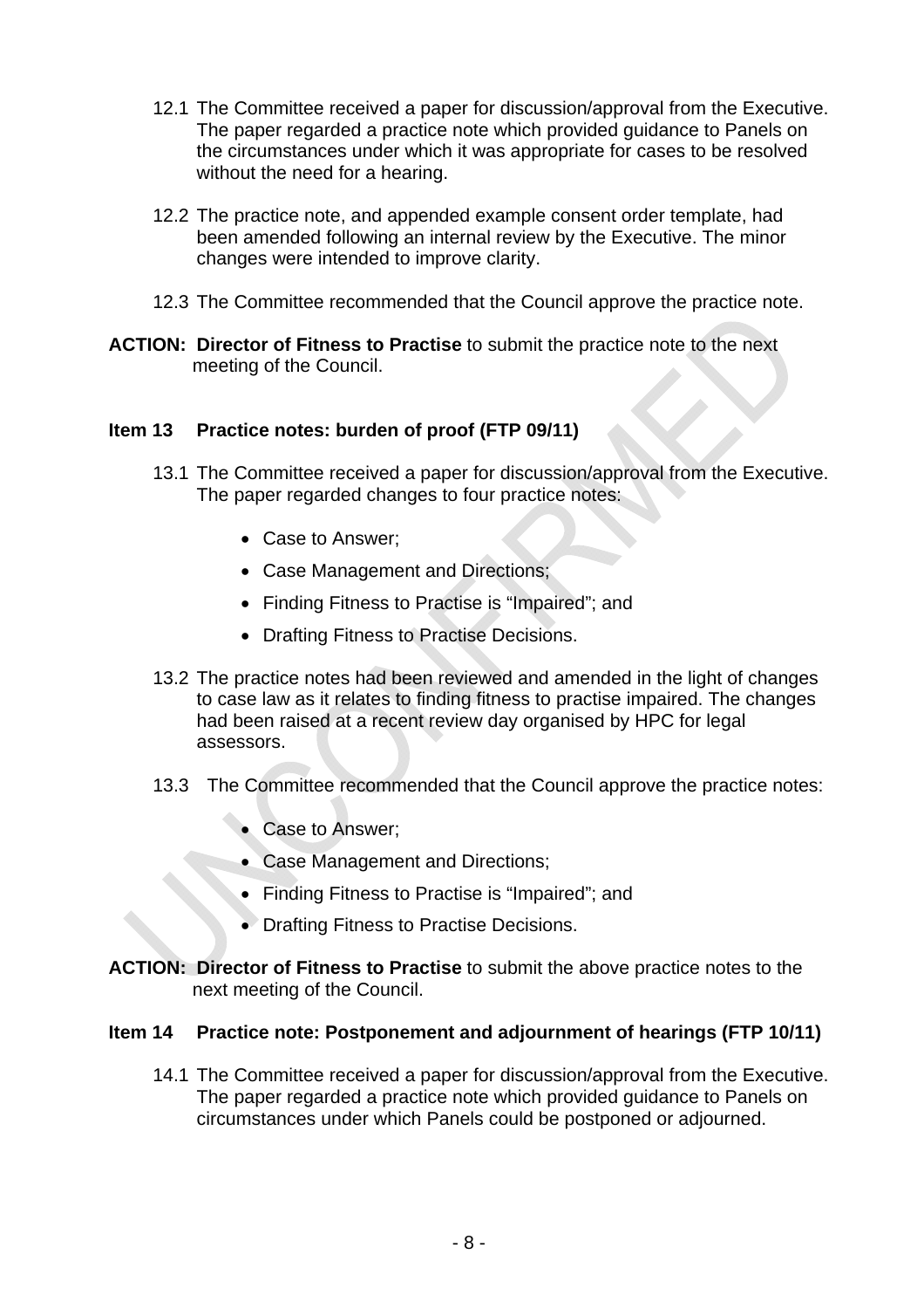12.1 The Committee received a paper for discussion/approval from the Executive. The paper regarded a practice note which provided guidance to Panels on the circumstances under which it was appropriate for cases to be resolved without the need for a hearing.

12.2 The practice note, and appended example consent order template, had been amended following an internal review by the Executive. The minor changes were intended to improve clarity.

12.3 The Committee recommended that the Council approve the practice note.

**ACTION: Director of Fitness to Practise** to submit the practice note to the next meeting of the Council.

**Item 13 Practice notes: burden of proof (FTP 09/11)**

13.1 The Committee received a paper for discussion/approval from the Executive. The paper regarded changes to four practice notes:

- Case to Answer;
- Case Management and Directions;
- Finding Fitness to Practise is "Impaired"; and
- Drafting Fitness to Practise Decisions.

13.2 The practice notes had been reviewed and amended in the light of changes to case law as it relates to finding fitness to practise impaired. The changes had been raised at a recent review day organised by HPC for legal assessors.

13.3 The Committee recommended that the Council approve the practice notes:

- Case to Answer;
- Case Management and Directions;
- Finding Fitness to Practise is "Impaired"; and
- Drafting Fitness to Practise Decisions.

**ACTION: Director of Fitness to Practise** to submit the above practice notes to the next meeting of the Council.

**Item 14 Practice note: Postponement and adjournment of hearings (FTP 10/11)**

14.1 The Committee received a paper for discussion/approval from the Executive. The paper regarded a practice note which provided guidance to Panels on circumstances under which Panels could be postponed or adjourned.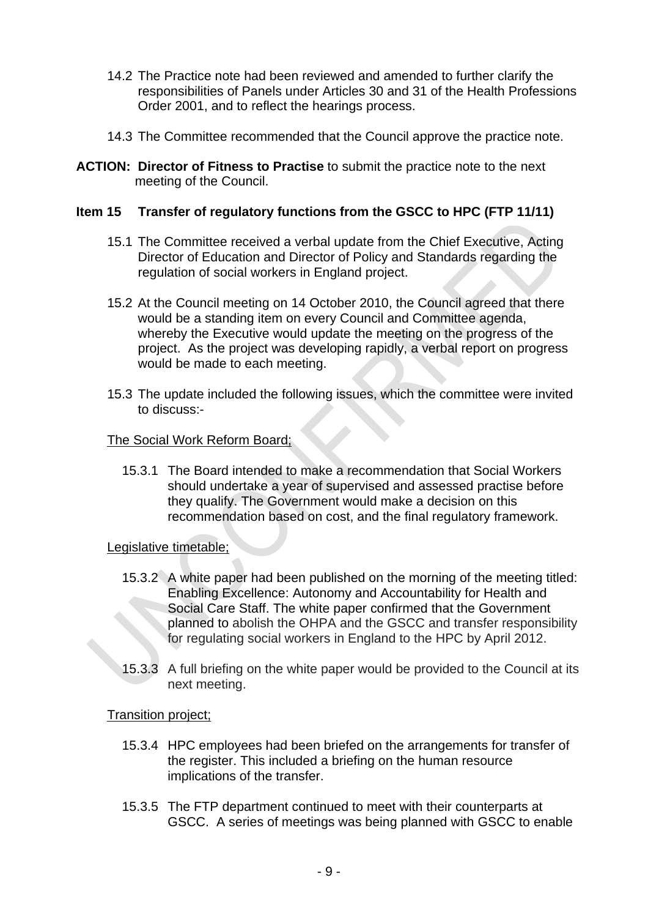14.2 The Practice note had been reviewed and amended to further clarify the responsibilities of Panels under Articles 30 and 31 of the Health Professions Order 2001, and to reflect the hearings process.

14.3 The Committee recommended that the Council approve the practice note.

**ACTION: Director of Fitness to Practise** to submit the practice note to the next meeting of the Council.

## Item 15 Transfer of regulatory functions from the GSCC to HPC (FTP 11/11)

15.1 The Committee received a verbal update from the Chief Executive, Acting Director of Education and Director of Policy and Standards regarding the regulation of social workers in England project.

15.2 At the Council meeting on 14 October 2010, the Council agreed that there would be a standing item on every Council and Committee agenda, whereby the Executive would update the meeting on the progress of the project. As the project was developing rapidly, a verbal report on progress would be made to each meeting.

15.3 The update included the following issues, which the committee were invited to discuss:-

<u>The Social Work Reform Board;</u>

15.3.1 The Board intended to make a recommendation that Social Workers should undertake a year of supervised and assessed practise before they qualify. The Government would make a decision on this recommendation based on cost, and the final regulatory framework.

<u>Legislative timetable;</u>

15.3.2 A white paper had been published on the morning of the meeting titled: Enabling Excellence: Autonomy and Accountability for Health and Social Care Staff. The white paper confirmed that the Government planned to abolish the OHPA and the GSCC and transfer responsibility for regulating social workers in England to the HPC by April 2012.

15.3.3 A full briefing on the white paper would be provided to the Council at its next meeting.

<u>Transition project;</u>

15.3.4 HPC employees had been briefed on the arrangements for transfer of the register. This included a briefing on the human resource implications of the transfer.

15.3.5 The FTP department continued to meet with their counterparts at GSCC. A series of meetings was being planned with GSCC to enable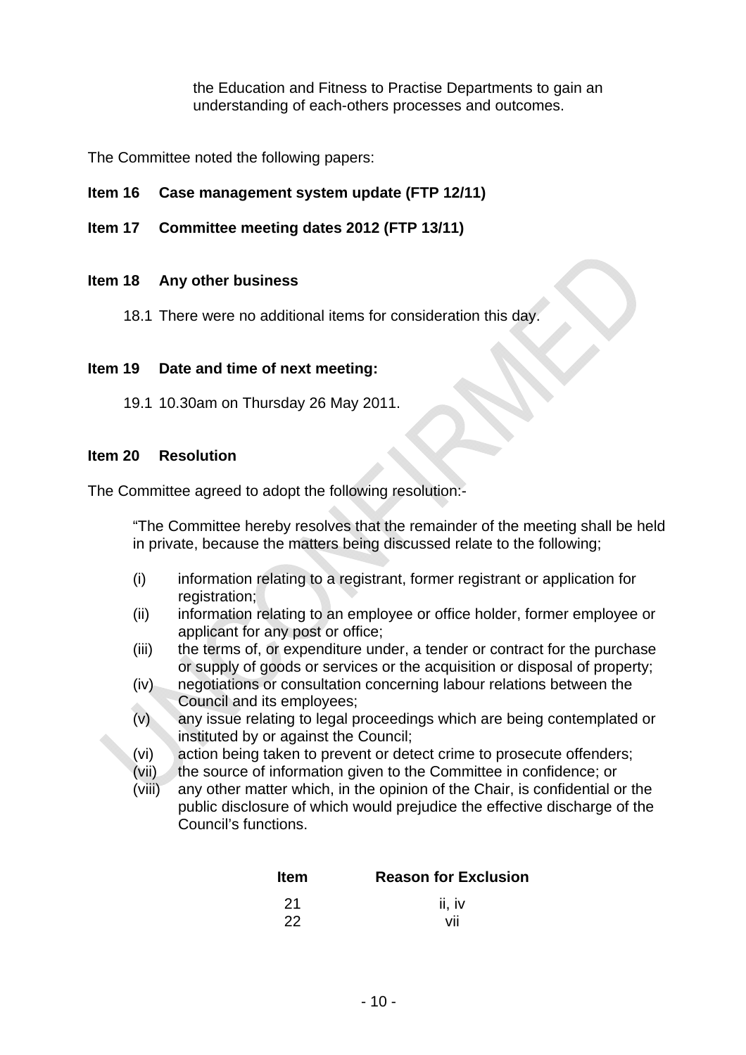the Education and Fitness to Practise Departments to gain an understanding of each-others processes and outcomes.

The Committee noted the following papers:

**Item 16 Case management system update (FTP 12/11)**

**Item 17 Committee meeting dates 2012 (FTP 13/11)**

**Item 18 Any other business**

18.1 There were no additional items for consideration this day.

**Item 19 Date and time of next meeting:**

19.1 10.30am on Thursday 26 May 2011.

**Item 20 Resolution**

The Committee agreed to adopt the following resolution:-

"The Committee hereby resolves that the remainder of the meeting shall be held in private, because the matters being discussed relate to the following;

(i) information relating to a registrant, former registrant or application for registration;
(ii) information relating to an employee or office holder, former employee or applicant for any post or office;
(iii) the terms of, or expenditure under, a tender or contract for the purchase or supply of goods or services or the acquisition or disposal of property;
(iv) negotiations or consultation concerning labour relations between the Council and its employees;
(v) any issue relating to legal proceedings which are being contemplated or instituted by or against the Council;
(vi) action being taken to prevent or detect crime to prosecute offenders;
(vii) the source of information given to the Committee in confidence; or
(viii) any other matter which, in the opinion of the Chair, is confidential or the public disclosure of which would prejudice the effective discharge of the Council's functions.

| Item | Reason for Exclusion |
|---|---|
| 21 | ii, iv |
| 22 | vii |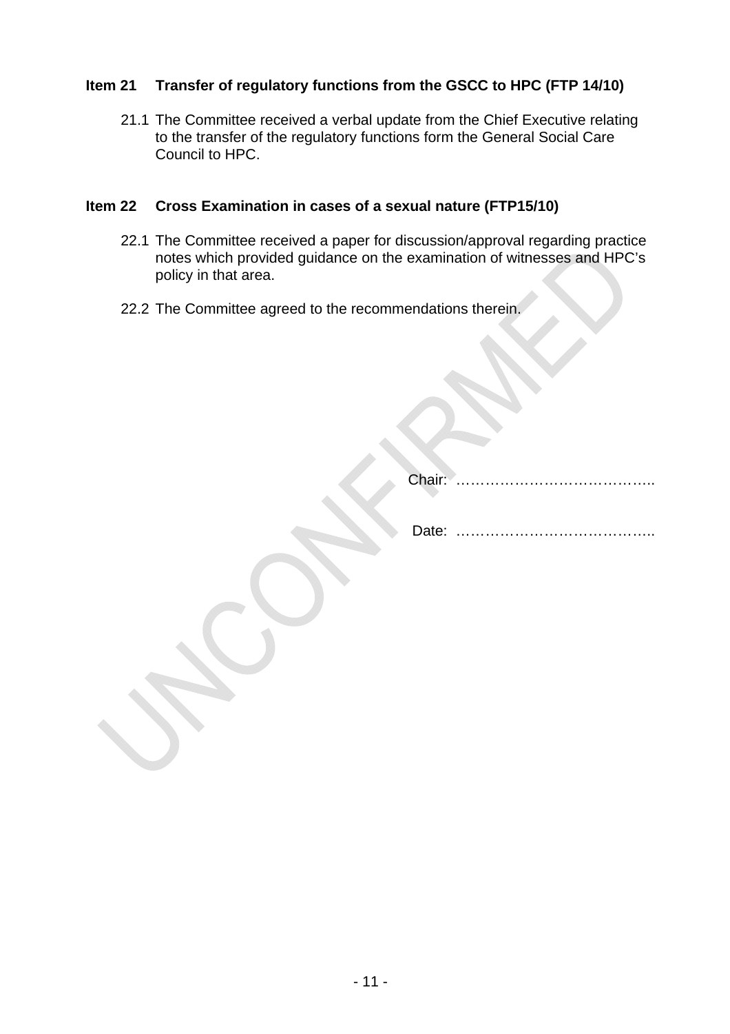**Item 21 Transfer of regulatory functions from the GSCC to HPC (FTP 14/10)**

21.1 The Committee received a verbal update from the Chief Executive relating to the transfer of the regulatory functions form the General Social Care Council to HPC.

**Item 22 Cross Examination in cases of a sexual nature (FTP15/10)**

22.1 The Committee received a paper for discussion/approval regarding practice notes which provided guidance on the examination of witnesses and HPC's policy in that area.

22.2 The Committee agreed to the recommendations therein.

Chair: …………………………………..

Date: …………………………………..

UNCONFIRMED